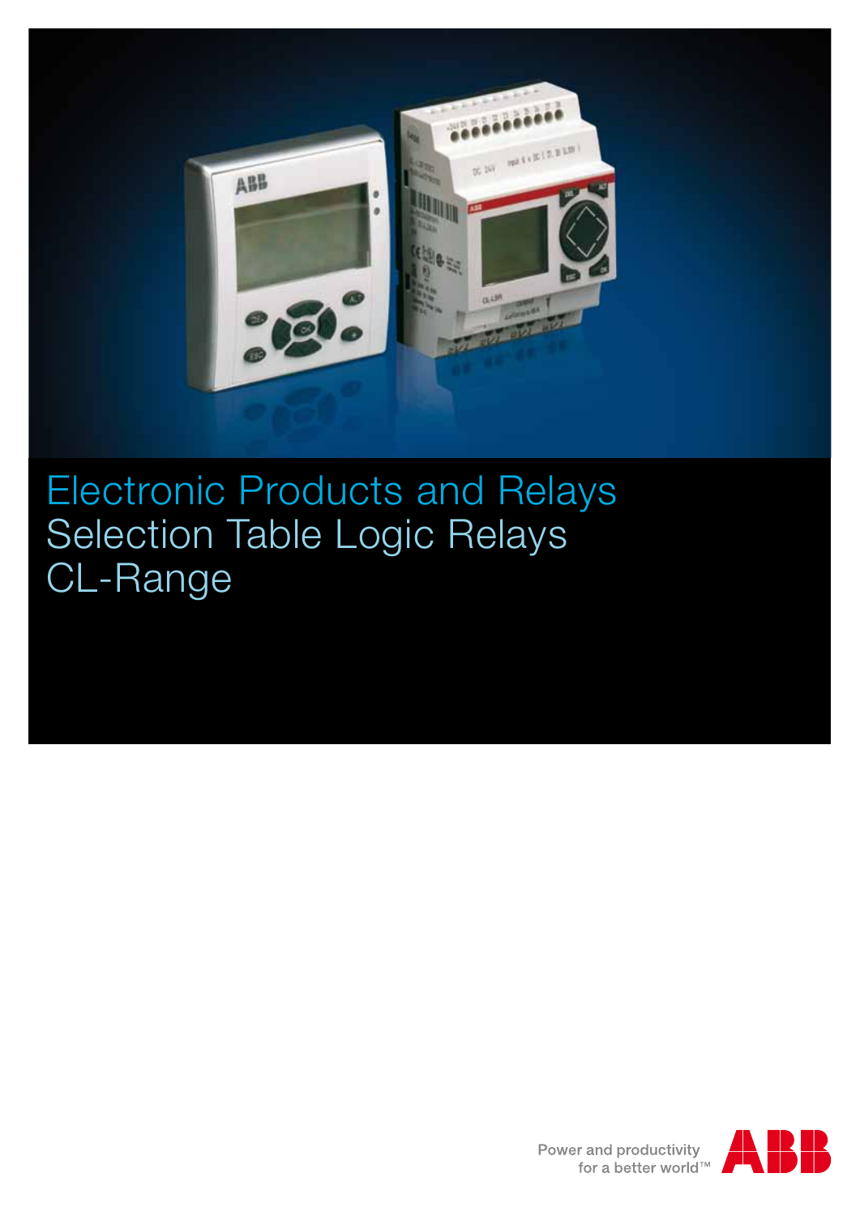# Electronic Products and Relays
# Selection Table Logic Relays
# CL-Range

Power and productivity
for a better world™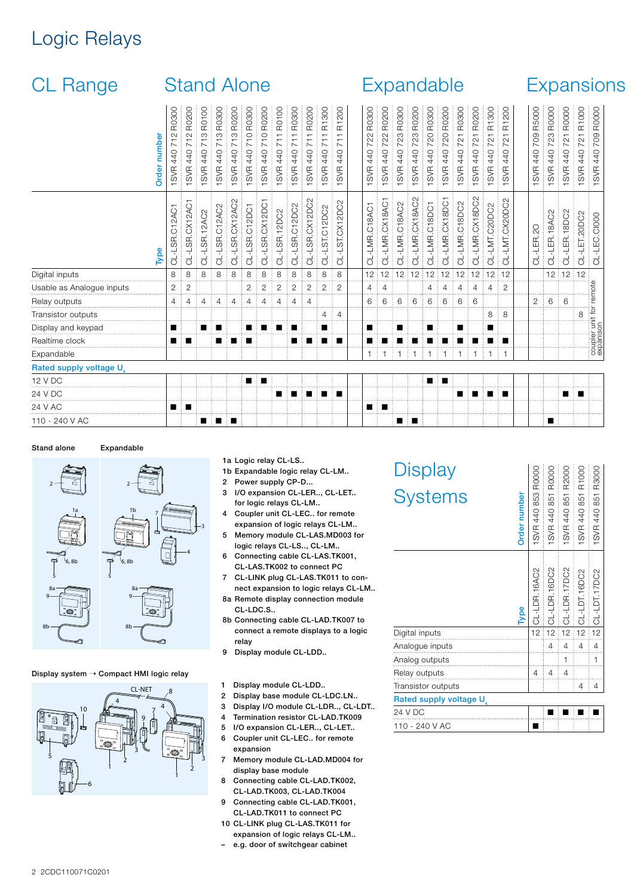# Logic Relays

## CL Range

| | Stand Alone | | | | | | | | | | | | Expandable | | | | | | | | | | Expansions | | | | |
|---|---|---|---|---|---|---|---|---|---|---|---|---|---|---|---|---|---|---|---|---|---|---|---|---|---|---|---|
| **Order number** | 1SVR 440 712 R0300 | 1SVR 440 712 R0200 | 1SVR 440 713 R0100 | 1SVR 440 713 R0300 | 1SVR 440 713 R0200 | 1SVR 440 710 R0300 | 1SVR 440 710 R0200 | 1SVR 440 711 R0100 | 1SVR 440 711 R0300 | 1SVR 440 711 R0200 | 1SVR 440 711 R1300 | 1SVR 440 711 R1200 | 1SVR 440 722 R0300 | 1SVR 440 722 R0200 | 1SVR 440 723 R0300 | 1SVR 440 723 R0200 | 1SVR 440 720 R0300 | 1SVR 440 720 R0200 | 1SVR 440 721 R0300 | 1SVR 440 721 R0200 | 1SVR 440 721 R1300 | 1SVR 440 721 R1200 | 1SVR 440 709 R5000 | 1SVR 440 723 R0000 | 1SVR 440 721 R0000 | 1SVR 440 721 R1000 | 1SVR 440 709 R0000 |
| **Type** | CL-LSR.C12AC1 | CL-LSR.CX12AC1 | CL-LSR.12AC2 | CL-LSR.C12AC2 | CL-LSR.CX12AC2 | CL-LSR.C12DC1 | CL-LSR.CX12DC1 | CL-LSR.12DC2 | CL-LSR.C12DC2 | CL-LSR.CX12DC2 | CL-LST.C12DC2 | CL-LST.CX12DC2 | CL-LMR.C18AC1 | CL-LMR.CX18AC1 | CL-LMR.C18AC2 | CL-LMR.CX18AC2 | CL-LMR.C18DC1 | CL-LMR.CX18DC1 | CL-LMR.C18DC2 | CL-LMR.CX18DC2 | CL-LMT.C20DC2 | CL-LMT.CX20DC2 | CL-LER.20 | CL-LER.18AC2 | CL-LER.18DC2 | CL-LET.20DC2 | CL-LEC.CI000 |
| Digital inputs | 8 | 8 | 8 | 8 | 8 | 8 | 8 | 8 | 8 | 8 | 8 | 8 | 12 | 12 | 12 | 12 | 12 | 12 | 12 | 12 | 12 | 12 | | 12 | 12 | 12 | coupler unit for remote expansion |
| Usable as Analogue inputs | 2 | 2 | | | | 2 | 2 | 2 | 2 | 2 | 2 | 2 | 4 | 4 | | | 4 | 4 | 4 | 4 | 4 | 2 | | | | | |
| Relay outputs | 4 | 4 | 4 | 4 | 4 | 4 | 4 | 4 | 4 | 4 | | | 6 | 6 | 6 | 6 | 6 | 6 | 6 | 6 | | | 2 | 6 | 6 | | |
| Transistor outputs | | | | | | | | | | | 4 | 4 | | | | | | | | | 8 | 8 | | | | 8 | |
| Display and keypad | ■ | | ■ | ■ | | ■ | ■ | ■ | ■ | | ■ | | ■ | | ■ | | ■ | | ■ | | ■ | | | | | | |
| Realtime clock | ■ | ■ | | ■ | ■ | ■ | | | ■ | ■ | ■ | ■ | ■ | ■ | ■ | ■ | ■ | ■ | ■ | ■ | ■ | ■ | | | | | |
| Expandable | | | | | | | | | | | | | 1 | 1 | 1 | 1 | 1 | 1 | 1 | 1 | 1 | 1 | | | | | |
| **Rated supply voltage $U_s$** | | | | | | | | | | | | | | | | | | | | | | | | | | | |
| 12 V DC | | | | | | ■ | ■ | | | | | | | | | | ■ | ■ | | | | | | | | | |
| 24 V DC | | | | | | | | ■ | ■ | ■ | ■ | ■ | | | | | | | ■ | ■ | ■ | ■ | | | ■ | ■ | |
| 24 V AC | ■ | ■ | | | | | | | | | | | ■ | ■ | | | | | | | | | | | | | |
| 110 - 240 V AC | | | ■ | ■ | ■ | | | | | | | | | | ■ | ■ | | | | | | | | ■ | | | |

**Stand alone** **Expandable**

1a Logic relay CL-LS..
1b Expandable logic relay CL-LM..
2 Power supply CP-D...
3 I/O expansion CL-LER.., CL-LET.. for logic relays CL-LM..
4 Coupler unit CL-LEC.. for remote expansion of logic relays CL-LM..
5 Memory module CL-LAS.MD003 for logic relays CL-LS.., CL-LM..
6 Connecting cable CL-LAS.TK001, CL-LAS.TK002 to connect PC
7 CL-LINK plug CL-LAS.TK011 to connect expansion to logic relays CL-LM..
8a Remote display connection module CL-LDC.S..
8b Connecting cable CL-LAD.TK007 to connect a remote displays to a logic relay
9 Display module CL-LDD..

**Display system → Compact HMI logic relay**

1 Display module CL-LDD..
2 Display base module CL-LDC.LN..
3 Display I/O module CL-LDR.., CL-LDT..
4 Termination resistor CL-LAD.TK009
5 I/O expansion CL-LER.., CL-LET..
6 Coupler unit CL-LEC.. for remote expansion
7 Memory module CL-LAD.MD004 for display base module
8 Connecting cable CL-LAD.TK002, CL-LAD.TK003, CL-LAD.TK004
9 Connecting cable CL-LAD.TK001, CL-LAD.TK011 to connect PC
10 CL-LINK plug CL-LAS.TK011 for expansion of logic relays CL-LM..
– e.g. door of switchgear cabinet

## Display Systems

| **Order number** | 1SVR 440 853 R0000 | 1SVR 440 851 R0000 | 1SVR 440 851 R2000 | 1SVR 440 851 R1000 | 1SVR 440 851 R3000 |
|---|---|---|---|---|---|
| **Type** | CL-LDR.16AC2 | CL-LDR.16DC2 | CL-LDR.17DC2 | CL-LDT.16DC2 | CL-LDT.17DC2 |
| Digital inputs | 12 | 12 | 12 | 12 | 12 |
| Analogue inputs | | 4 | 4 | 4 | 4 |
| Analog outputs | | | 1 | | 1 |
| Relay outputs | 4 | 4 | 4 | | |
| Transistor outputs | | | | 4 | 4 |
| **Rated supply voltage $U_s$** | | | | | |
| 24 V DC | | ■ | ■ | ■ | ■ |
| 110 - 240 V AC | ■ | | | | |

2CDC110071C0201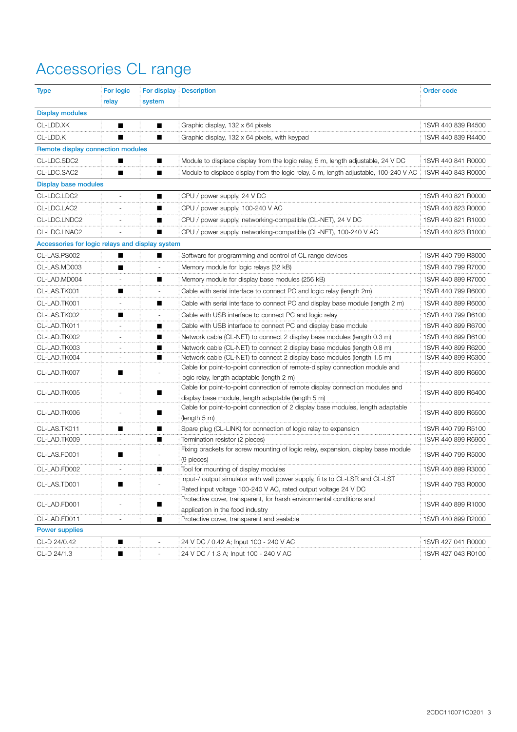# Accessories CL range

| Type | For logic relay | For display system | Description | Order code |
|---|---|---|---|---|
| **Display modules** | | | | |
| CL-LDD.XK | ■ | ■ | Graphic display, 132 x 64 pixels | 1SVR 440 839 R4500 |
| CL-LDD.K | ■ | ■ | Graphic display, 132 x 64 pixels, with keypad | 1SVR 440 839 R4400 |
| **Remote display connection modules** | | | | |
| CL-LDC.SDC2 | ■ | ■ | Module to displace display from the logic relay, 5 m, length adjustable, 24 V DC | 1SVR 440 841 R0000 |
| CL-LDC.SAC2 | ■ | ■ | Module to displace display from the logic relay, 5 m, length adjustable, 100-240 V AC | 1SVR 440 843 R0000 |
| **Display base modules** | | | | |
| CL-LDC.LDC2 | - | ■ | CPU / power supply, 24 V DC | 1SVR 440 821 R0000 |
| CL-LDC.LAC2 | - | ■ | CPU / power supply, 100-240 V AC | 1SVR 440 823 R0000 |
| CL-LDC.LNDC2 | - | ■ | CPU / power supply, networking-compatible (CL-NET), 24 V DC | 1SVR 440 821 R1000 |
| CL-LDC.LNAC2 | - | ■ | CPU / power supply, networking-compatible (CL-NET), 100-240 V AC | 1SVR 440 823 R1000 |
| **Accessories for logic relays and display system** | | | | |
| CL-LAS.PS002 | ■ | ■ | Software for programming and control of CL range devices | 1SVR 440 799 R8000 |
| CL-LAS.MD003 | ■ | - | Memory module for logic relays (32 kB) | 1SVR 440 799 R7000 |
| CL-LAD.MD004 | - | ■ | Memory module for display base modules (256 kB) | 1SVR 440 899 R7000 |
| CL-LAS.TK001 | ■ | - | Cable with serial interface to connect PC and logic relay (length 2m) | 1SVR 440 799 R6000 |
| CL-LAD.TK001 | - | ■ | Cable with serial interface to connect PC and display base module (length 2 m) | 1SVR 440 899 R6000 |
| CL-LAS.TK002 | ■ | - | Cable with USB interface to connect PC and logic relay | 1SVR 440 799 R6100 |
| CL-LAD.TK011 | - | ■ | Cable with USB interface to connect PC and display base module | 1SVR 440 899 R6700 |
| CL-LAD.TK002 | - | ■ | Network cable (CL-NET) to connect 2 display base modules (length 0.3 m) | 1SVR 440 899 R6100 |
| CL-LAD.TK003 | - | ■ | Network cable (CL-NET) to connect 2 display base modules (length 0.8 m) | 1SVR 440 899 R6200 |
| CL-LAD.TK004 | - | ■ | Network cable (CL-NET) to connect 2 display base modules (length 1.5 m) | 1SVR 440 899 R6300 |
| CL-LAD.TK007 | ■ | - | Cable for point-to-point connection of remote-display connection module and logic relay, length adaptable (length 2 m) | 1SVR 440 899 R6600 |
| CL-LAD.TK005 | - | ■ | Cable for point-to-point connection of remote display connection modules and display base module, length adaptable (length 5 m) | 1SVR 440 899 R6400 |
| CL-LAD.TK006 | - | ■ | Cable for point-to-point connection of 2 display base modules, length adaptable (length 5 m) | 1SVR 440 899 R6500 |
| CL-LAS.TK011 | ■ | ■ | Spare plug (CL-LINK) for connection of logic relay to expansion | 1SVR 440 799 R5100 |
| CL-LAD.TK009 | - | ■ | Termination resistor (2 pieces) | 1SVR 440 899 R6900 |
| CL-LAS.FD001 | ■ | - | Fixing brackets for screw mounting of logic relay, expansion, display base module (9 pieces) | 1SVR 440 799 R5000 |
| CL-LAD.FD002 | - | ■ | Tool for mounting of display modules | 1SVR 440 899 R3000 |
| CL-LAS.TD001 | ■ | - | Input-/ output simulator with wall power supply, fi ts to CL-LSR and CL-LST Rated input voltage 100-240 V AC, rated output voltage 24 V DC | 1SVR 440 793 R0000 |
| CL-LAD.FD001 | - | ■ | Protective cover, transparent, for harsh environmental conditions and application in the food industry | 1SVR 440 899 R1000 |
| CL-LAD.FD011 | - | ■ | Protective cover, transparent and sealable | 1SVR 440 899 R2000 |
| **Power supplies** | | | | |
| CL-D 24/0.42 | ■ | - | 24 V DC / 0.42 A; Input 100 - 240 V AC | 1SVR 427 041 R0000 |
| CL-D 24/1.3 | ■ | - | 24 V DC / 1.3 A; Input 100 - 240 V AC | 1SVR 427 043 R0100 |

2CDC110071C0201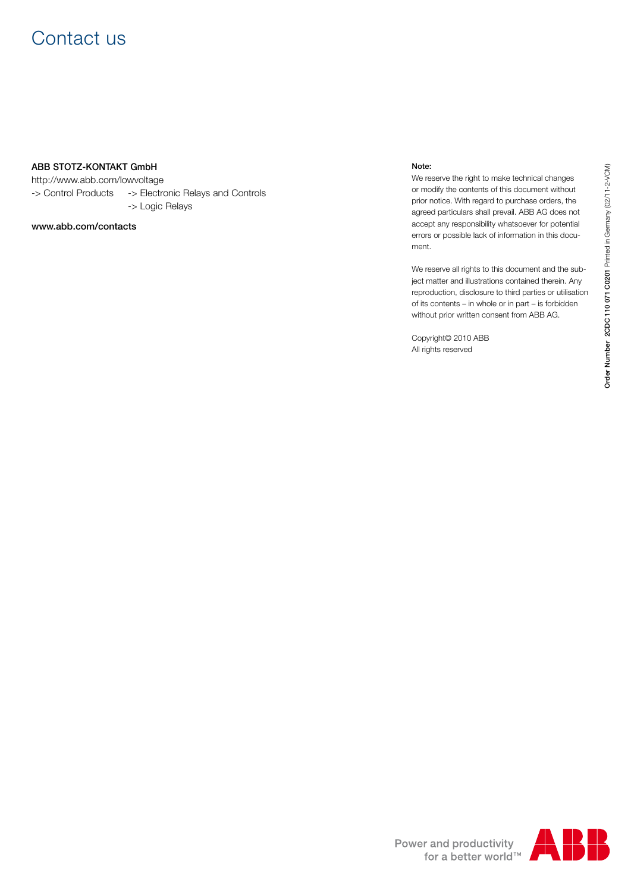# Contact us

**ABB STOTZ-KONTAKT GmbH**
http://www.abb.com/lowvoltage
-> Control Products -> Electronic Relays and Controls
-> Logic Relays

**www.abb.com/contacts**

**Note:**
We reserve the right to make technical changes or modify the contents of this document without prior notice. With regard to purchase orders, the agreed particulars shall prevail. ABB AG does not accept any responsibility whatsoever for potential errors or possible lack of information in this document.

We reserve all rights to this document and the subject matter and illustrations contained therein. Any reproduction, disclosure to third parties or utilisation of its contents – in whole or in part – is forbidden without prior written consent from ABB AG.

Copyright© 2010 ABB
All rights reserved

**Order Number 2CDC 110 071 C0201** Printed in Germany (02/11-2-VCM)

Power and productivity
for a better world™